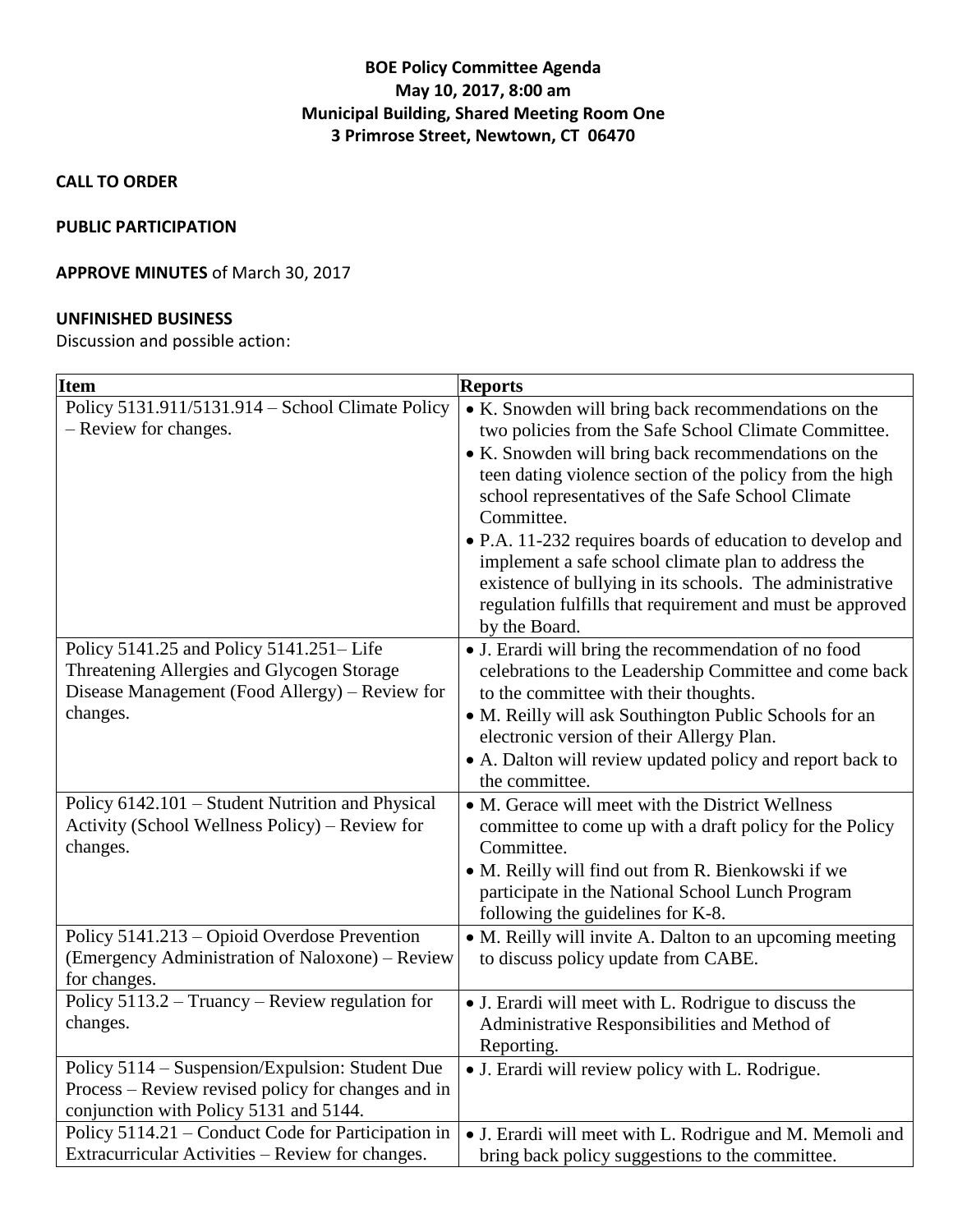**BOE Policy Committee Agenda**
**May 10, 2017, 8:00 am**
**Municipal Building, Shared Meeting Room One**
**3 Primrose Street, Newtown, CT 06470**

**CALL TO ORDER**

**PUBLIC PARTICIPATION**

**APPROVE MINUTES** of March 30, 2017

**UNFINISHED BUSINESS**

Discussion and possible action:

| Item | Reports |
|---|---|
| Policy 5131.911/5131.914 – School Climate Policy – Review for changes. | • K. Snowden will bring back recommendations on the two policies from the Safe School Climate Committee.<br>• K. Snowden will bring back recommendations on the teen dating violence section of the policy from the high school representatives of the Safe School Climate Committee.<br>• P.A. 11-232 requires boards of education to develop and implement a safe school climate plan to address the existence of bullying in its schools. The administrative regulation fulfills that requirement and must be approved by the Board. |
| Policy 5141.25 and Policy 5141.251– Life Threatening Allergies and Glycogen Storage Disease Management (Food Allergy) – Review for changes. | • J. Erardi will bring the recommendation of no food celebrations to the Leadership Committee and come back to the committee with their thoughts.<br>• M. Reilly will ask Southington Public Schools for an electronic version of their Allergy Plan.<br>• A. Dalton will review updated policy and report back to the committee. |
| Policy 6142.101 – Student Nutrition and Physical Activity (School Wellness Policy) – Review for changes. | • M. Gerace will meet with the District Wellness committee to come up with a draft policy for the Policy Committee.<br>• M. Reilly will find out from R. Bienkowski if we participate in the National School Lunch Program following the guidelines for K-8. |
| Policy 5141.213 – Opioid Overdose Prevention (Emergency Administration of Naloxone) – Review for changes. | • M. Reilly will invite A. Dalton to an upcoming meeting to discuss policy update from CABE. |
| Policy 5113.2 – Truancy – Review regulation for changes. | • J. Erardi will meet with L. Rodrigue to discuss the Administrative Responsibilities and Method of Reporting. |
| Policy 5114 – Suspension/Expulsion: Student Due Process – Review revised policy for changes and in conjunction with Policy 5131 and 5144. | • J. Erardi will review policy with L. Rodrigue. |
| Policy 5114.21 – Conduct Code for Participation in Extracurricular Activities – Review for changes. | • J. Erardi will meet with L. Rodrigue and M. Memoli and bring back policy suggestions to the committee. |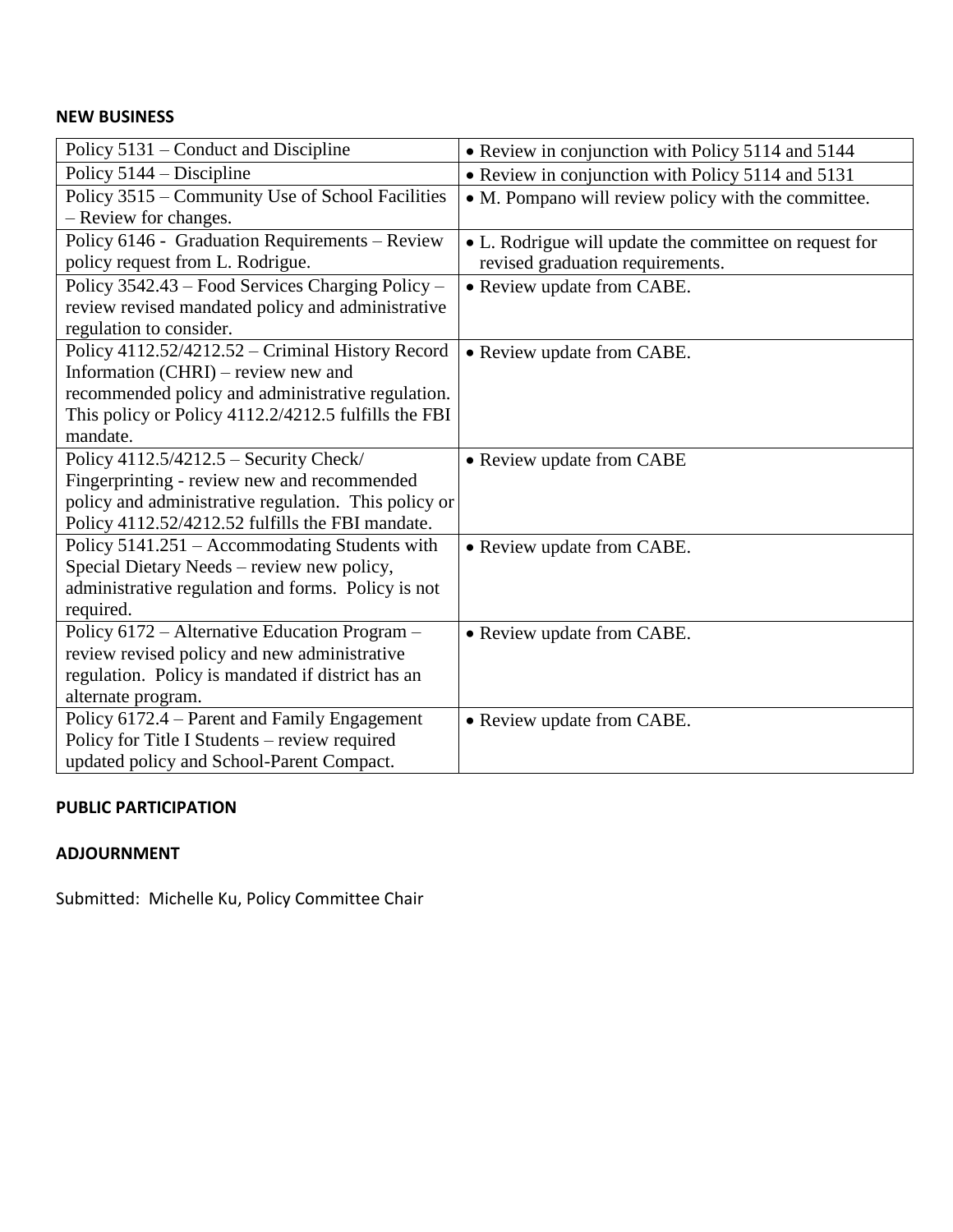**NEW BUSINESS**

| | |
|---|---|
| Policy 5131 – Conduct and Discipline | • Review in conjunction with Policy 5114 and 5144 |
| Policy 5144 – Discipline | • Review in conjunction with Policy 5114 and 5131 |
| Policy 3515 – Community Use of School Facilities – Review for changes. | • M. Pompano will review policy with the committee. |
| Policy 6146 - Graduation Requirements – Review policy request from L. Rodrigue. | • L. Rodrigue will update the committee on request for revised graduation requirements. |
| Policy 3542.43 – Food Services Charging Policy – review revised mandated policy and administrative regulation to consider. | • Review update from CABE. |
| Policy 4112.52/4212.52 – Criminal History Record Information (CHRI) – review new and recommended policy and administrative regulation. This policy or Policy 4112.2/4212.5 fulfills the FBI mandate. | • Review update from CABE. |
| Policy 4112.5/4212.5 – Security Check/ Fingerprinting - review new and recommended policy and administrative regulation. This policy or Policy 4112.52/4212.52 fulfills the FBI mandate. | • Review update from CABE |
| Policy 5141.251 – Accommodating Students with Special Dietary Needs – review new policy, administrative regulation and forms. Policy is not required. | • Review update from CABE. |
| Policy 6172 – Alternative Education Program – review revised policy and new administrative regulation. Policy is mandated if district has an alternate program. | • Review update from CABE. |
| Policy 6172.4 – Parent and Family Engagement Policy for Title I Students – review required updated policy and School-Parent Compact. | • Review update from CABE. |

**PUBLIC PARTICIPATION**

**ADJOURNMENT**

Submitted: Michelle Ku, Policy Committee Chair